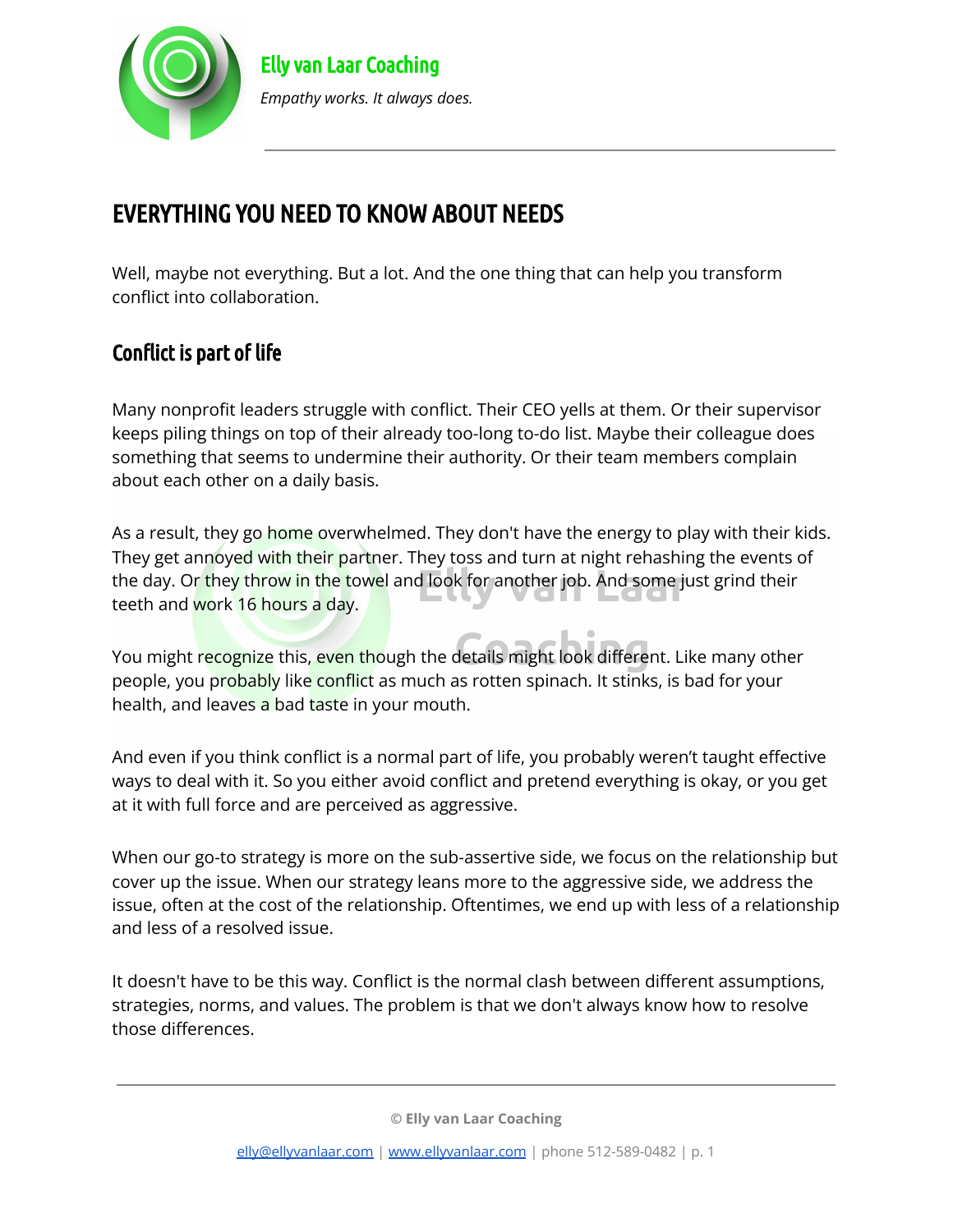Elly van Laar Coaching

*Empathy works. It always does.*

# EVERYTHING YOU NEED TO KNOW ABOUT NEEDS

Well, maybe not everything. But a lot. And the one thing that can help you transform conflict into collaboration.

## Conflict is part of life

Many nonprofit leaders struggle with conflict. Their CEO yells at them. Or their supervisor keeps piling things on top of their already too-long to-do list. Maybe their colleague does something that seems to undermine their authority. Or their team members complain about each other on a daily basis.

As a result, they go home overwhelmed. They don't have the energy to play with their kids. They get annoyed with their partner. They toss and turn at night rehashing the events of the day. Or they throw in the towel and look for another job. And some just grind their teeth and work 16 hours a day.

You might recognize this, even though the details might look different. Like many other people, you probably like conflict as much as rotten spinach. It stinks, is bad for your health, and leaves a bad taste in your mouth.

And even if you think conflict is a normal part of life, you probably weren't taught effective ways to deal with it. So you either avoid conflict and pretend everything is okay, or you get at it with full force and are perceived as aggressive.

When our go-to strategy is more on the sub-assertive side, we focus on the relationship but cover up the issue. When our strategy leans more to the aggressive side, we address the issue, often at the cost of the relationship. Oftentimes, we end up with less of a relationship and less of a resolved issue.

It doesn't have to be this way. Conflict is the normal clash between different assumptions, strategies, norms, and values. The problem is that we don't always know how to resolve those differences.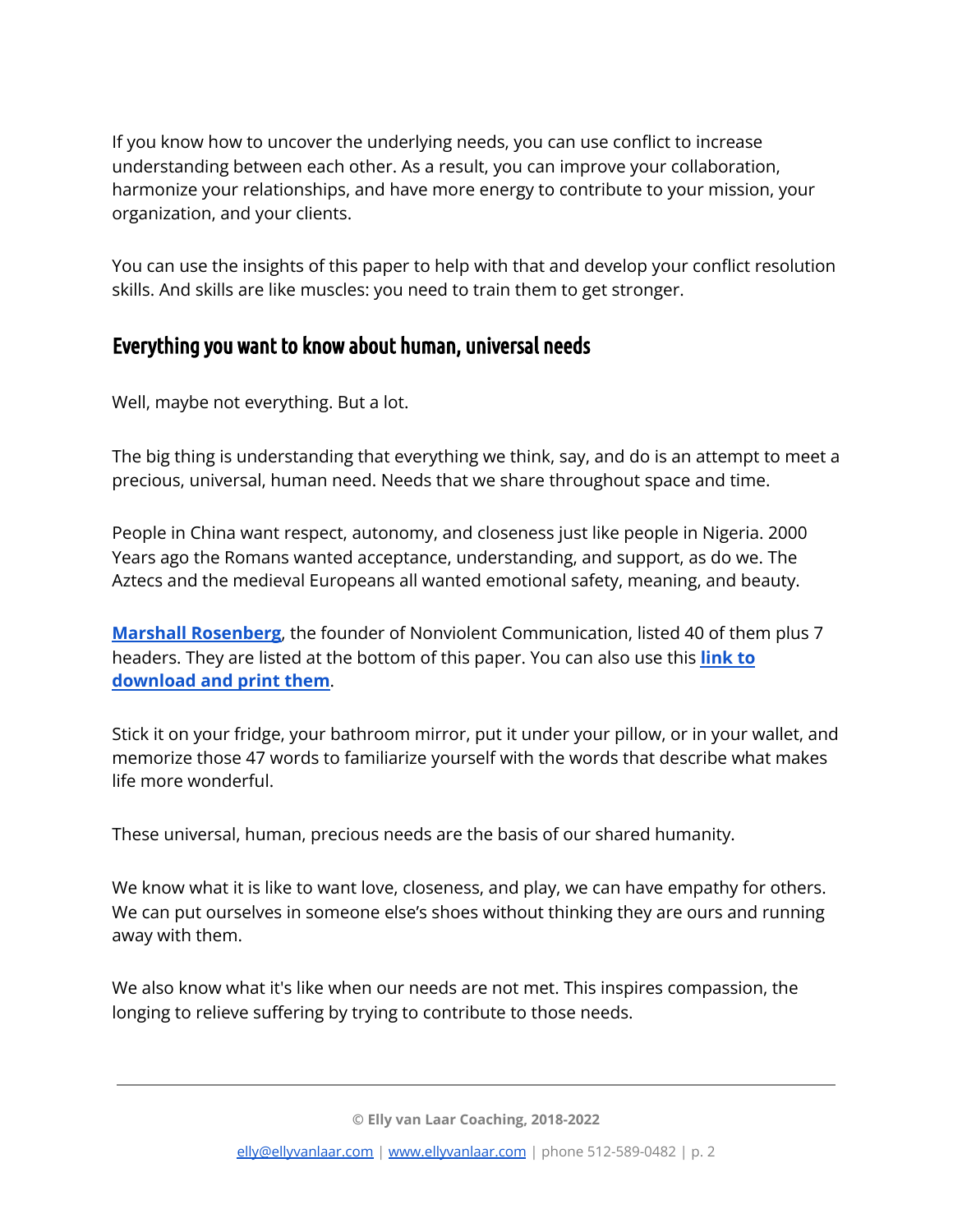If you know how to uncover the underlying needs, you can use conflict to increase understanding between each other. As a result, you can improve your collaboration, harmonize your relationships, and have more energy to contribute to your mission, your organization, and your clients.

You can use the insights of this paper to help with that and develop your conflict resolution skills. And skills are like muscles: you need to train them to get stronger.

## Everything you want to know about human, universal needs

Well, maybe not everything. But a lot.

The big thing is understanding that everything we think, say, and do is an attempt to meet a precious, universal, human need. Needs that we share throughout space and time.

People in China want respect, autonomy, and closeness just like people in Nigeria. 2000 Years ago the Romans wanted acceptance, understanding, and support, as do we. The Aztecs and the medieval Europeans all wanted emotional safety, meaning, and beauty.

**Marshall Rosenberg**, the founder of Nonviolent Communication, listed 40 of them plus 7 headers. They are listed at the bottom of this paper. You can also use this **link to download and print them**.

Stick it on your fridge, your bathroom mirror, put it under your pillow, or in your wallet, and memorize those 47 words to familiarize yourself with the words that describe what makes life more wonderful.

These universal, human, precious needs are the basis of our shared humanity.

We know what it is like to want love, closeness, and play, we can have empathy for others. We can put ourselves in someone else's shoes without thinking they are ours and running away with them.

We also know what it's like when our needs are not met. This inspires compassion, the longing to relieve suffering by trying to contribute to those needs.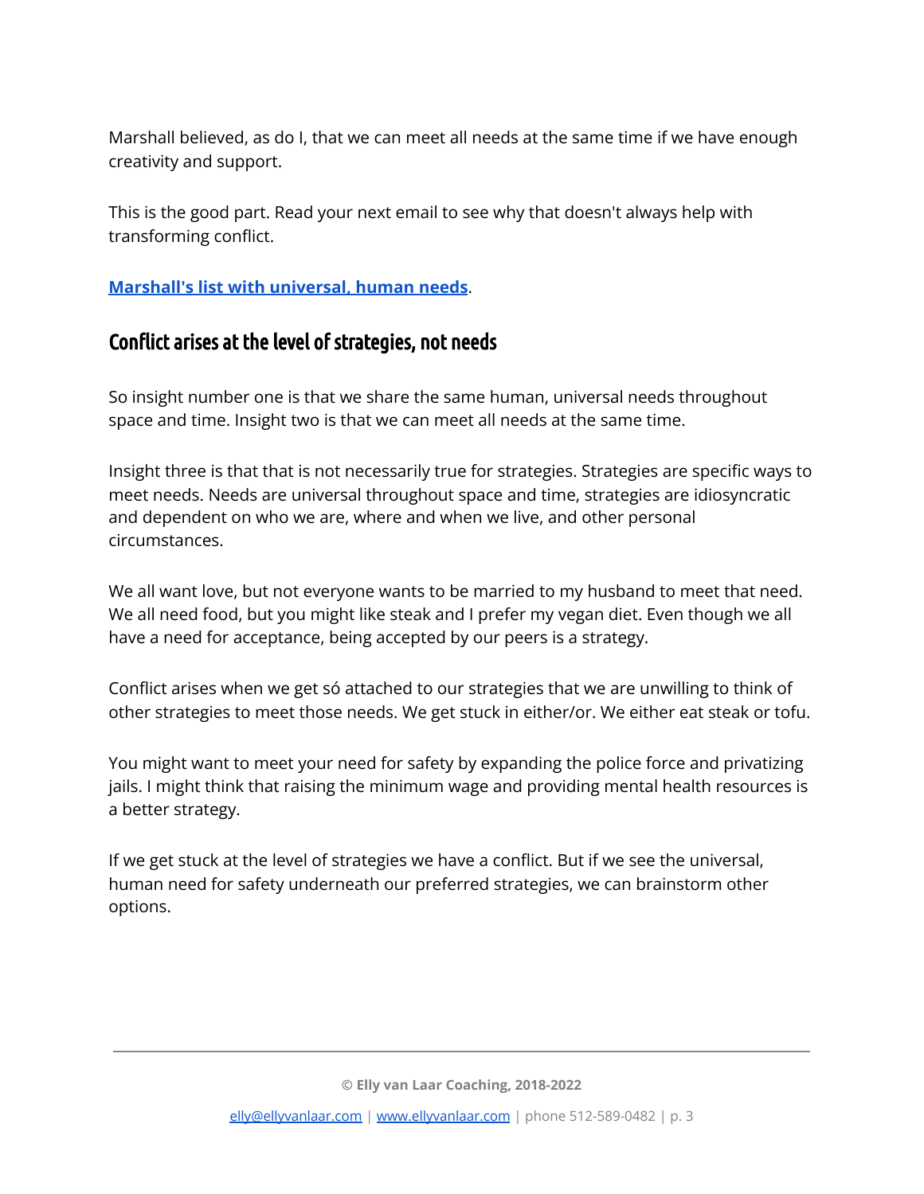Marshall believed, as do I, that we can meet all needs at the same time if we have enough creativity and support.

This is the good part. Read your next email to see why that doesn't always help with transforming conflict.

**[Marshall's list with universal, human needs](#)**.

## Conflict arises at the level of strategies, not needs

So insight number one is that we share the same human, universal needs throughout space and time. Insight two is that we can meet all needs at the same time.

Insight three is that that is not necessarily true for strategies. Strategies are specific ways to meet needs. Needs are universal throughout space and time, strategies are idiosyncratic and dependent on who we are, where and when we live, and other personal circumstances.

We all want love, but not everyone wants to be married to my husband to meet that need. We all need food, but you might like steak and I prefer my vegan diet. Even though we all have a need for acceptance, being accepted by our peers is a strategy.

Conflict arises when we get só attached to our strategies that we are unwilling to think of other strategies to meet those needs. We get stuck in either/or. We either eat steak or tofu.

You might want to meet your need for safety by expanding the police force and privatizing jails. I might think that raising the minimum wage and providing mental health resources is a better strategy.

If we get stuck at the level of strategies we have a conflict. But if we see the universal, human need for safety underneath our preferred strategies, we can brainstorm other options.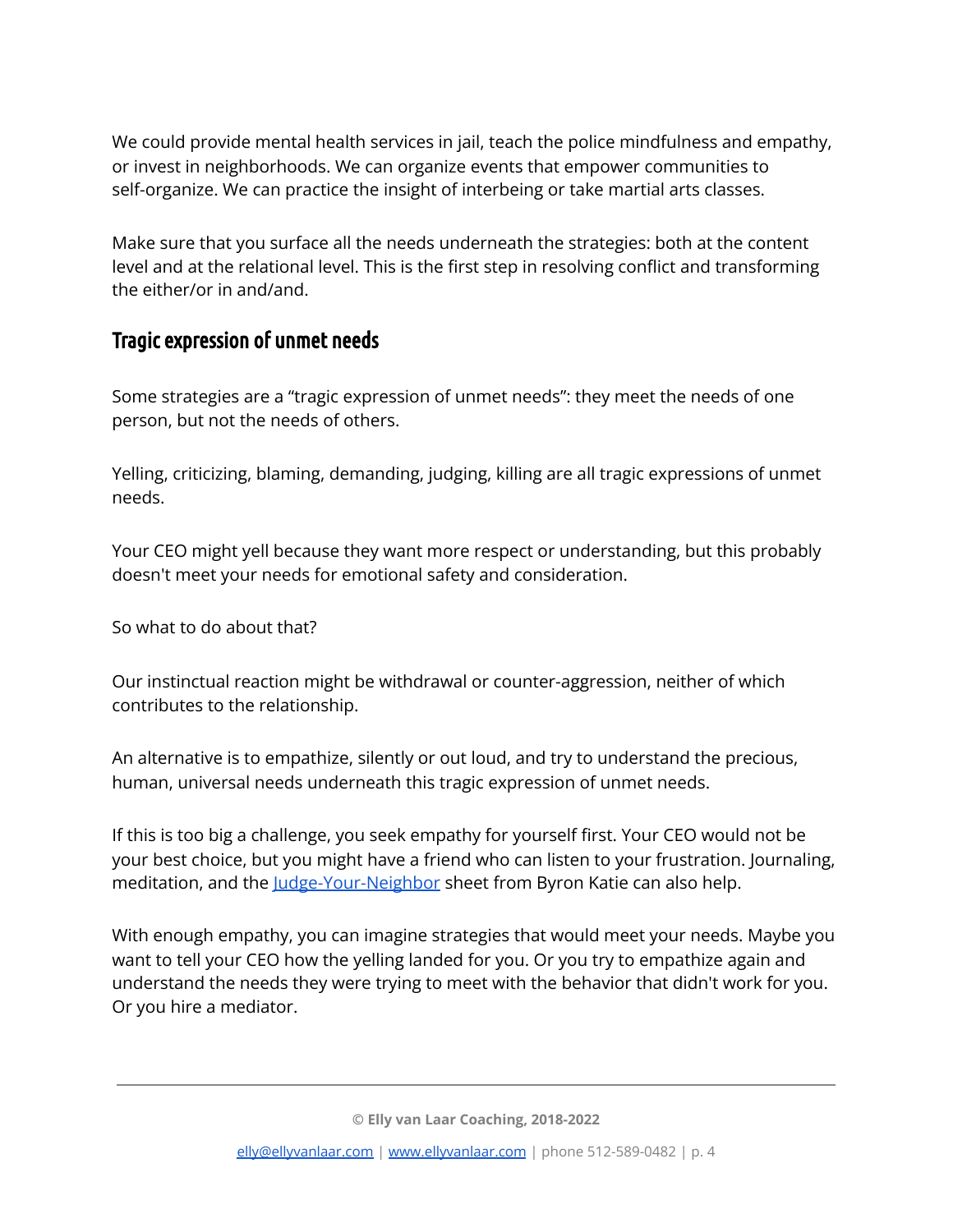We could provide mental health services in jail, teach the police mindfulness and empathy, or invest in neighborhoods. We can organize events that empower communities to self-organize. We can practice the insight of interbeing or take martial arts classes.

Make sure that you surface all the needs underneath the strategies: both at the content level and at the relational level. This is the first step in resolving conflict and transforming the either/or in and/and.

## Tragic expression of unmet needs

Some strategies are a "tragic expression of unmet needs": they meet the needs of one person, but not the needs of others.

Yelling, criticizing, blaming, demanding, judging, killing are all tragic expressions of unmet needs.

Your CEO might yell because they want more respect or understanding, but this probably doesn't meet your needs for emotional safety and consideration.

So what to do about that?

Our instinctual reaction might be withdrawal or counter-aggression, neither of which contributes to the relationship.

An alternative is to empathize, silently or out loud, and try to understand the precious, human, universal needs underneath this tragic expression of unmet needs.

If this is too big a challenge, you seek empathy for yourself first. Your CEO would not be your best choice, but you might have a friend who can listen to your frustration. Journaling, meditation, and the [Judge-Your-Neighbor] sheet from Byron Katie can also help.

With enough empathy, you can imagine strategies that would meet your needs. Maybe you want to tell your CEO how the yelling landed for you. Or you try to empathize again and understand the needs they were trying to meet with the behavior that didn't work for you. Or you hire a mediator.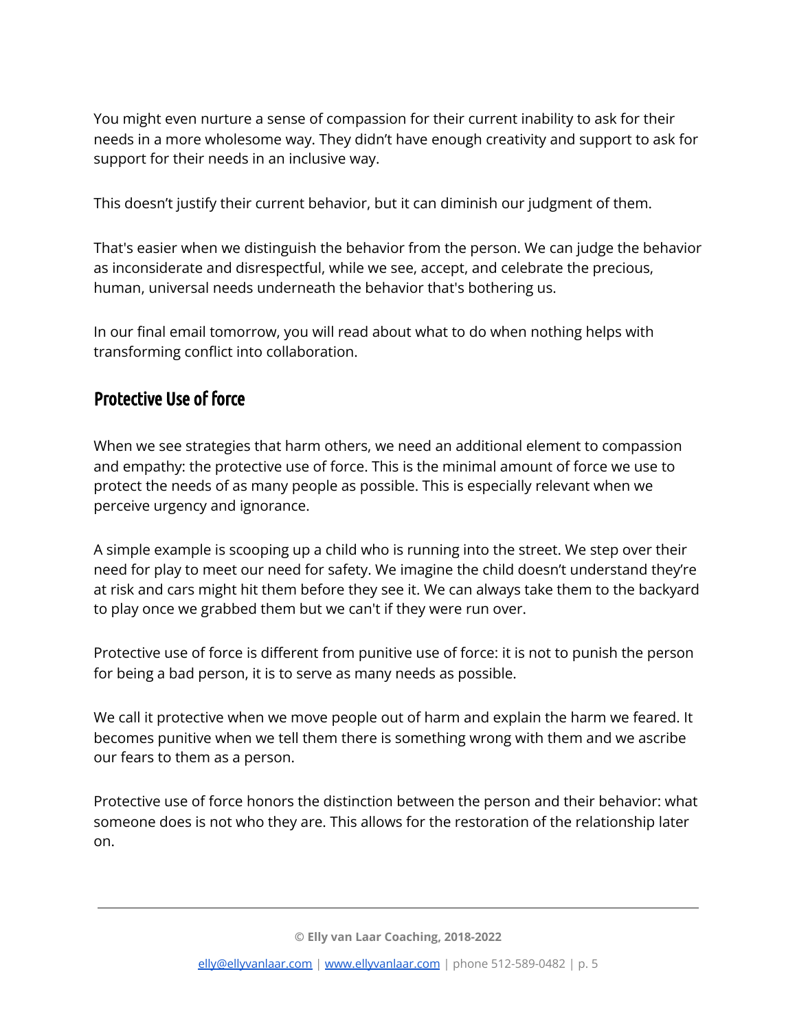You might even nurture a sense of compassion for their current inability to ask for their needs in a more wholesome way. They didn't have enough creativity and support to ask for support for their needs in an inclusive way.

This doesn't justify their current behavior, but it can diminish our judgment of them.

That's easier when we distinguish the behavior from the person. We can judge the behavior as inconsiderate and disrespectful, while we see, accept, and celebrate the precious, human, universal needs underneath the behavior that's bothering us.

In our final email tomorrow, you will read about what to do when nothing helps with transforming conflict into collaboration.

## Protective Use of force

When we see strategies that harm others, we need an additional element to compassion and empathy: the protective use of force. This is the minimal amount of force we use to protect the needs of as many people as possible. This is especially relevant when we perceive urgency and ignorance.

A simple example is scooping up a child who is running into the street. We step over their need for play to meet our need for safety. We imagine the child doesn't understand they're at risk and cars might hit them before they see it. We can always take them to the backyard to play once we grabbed them but we can't if they were run over.

Protective use of force is different from punitive use of force: it is not to punish the person for being a bad person, it is to serve as many needs as possible.

We call it protective when we move people out of harm and explain the harm we feared. It becomes punitive when we tell them there is something wrong with them and we ascribe our fears to them as a person.

Protective use of force honors the distinction between the person and their behavior: what someone does is not who they are. This allows for the restoration of the relationship later on.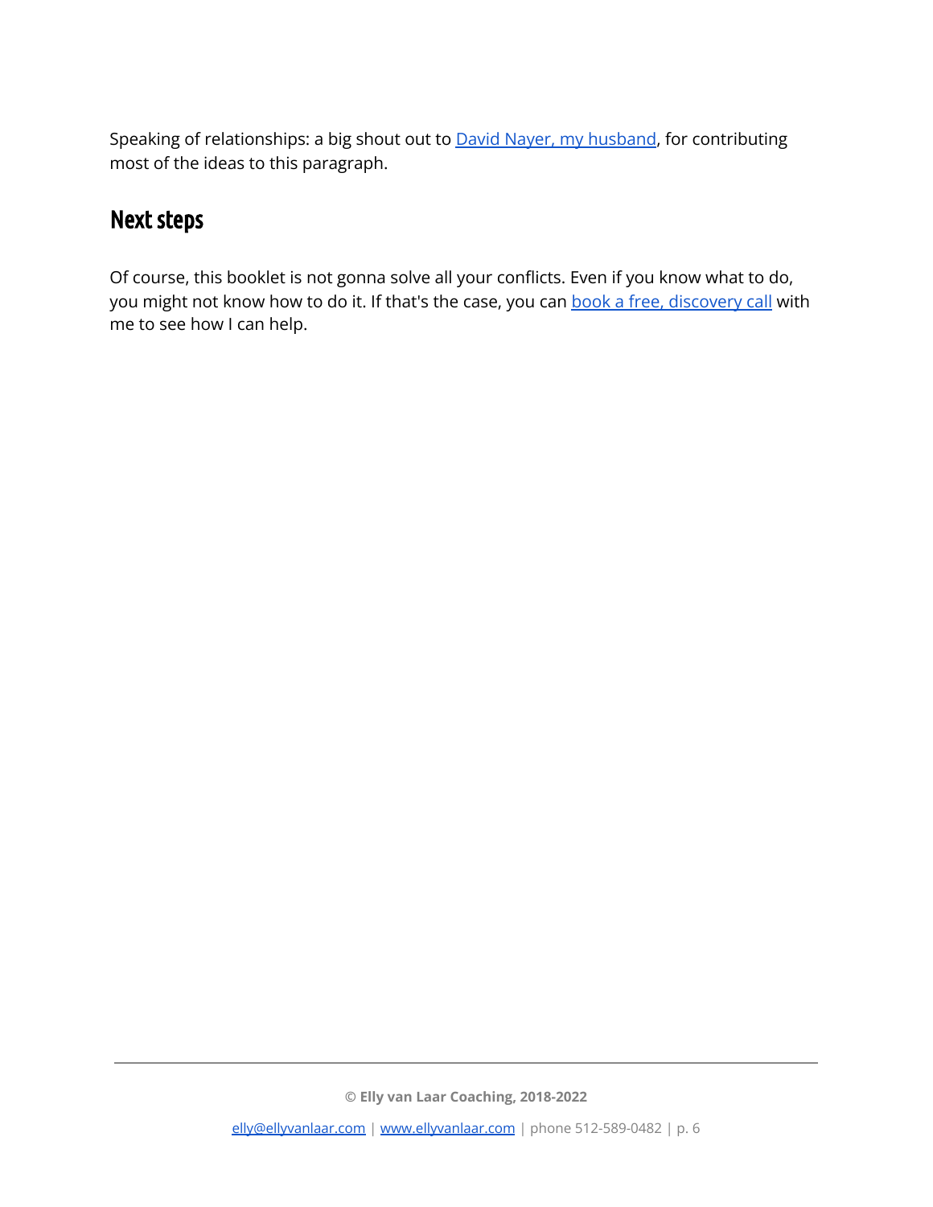Speaking of relationships: a big shout out to David Nayer, my husband, for contributing most of the ideas to this paragraph.

## Next steps

Of course, this booklet is not gonna solve all your conflicts. Even if you know what to do, you might not know how to do it. If that's the case, you can book a free, discovery call with me to see how I can help.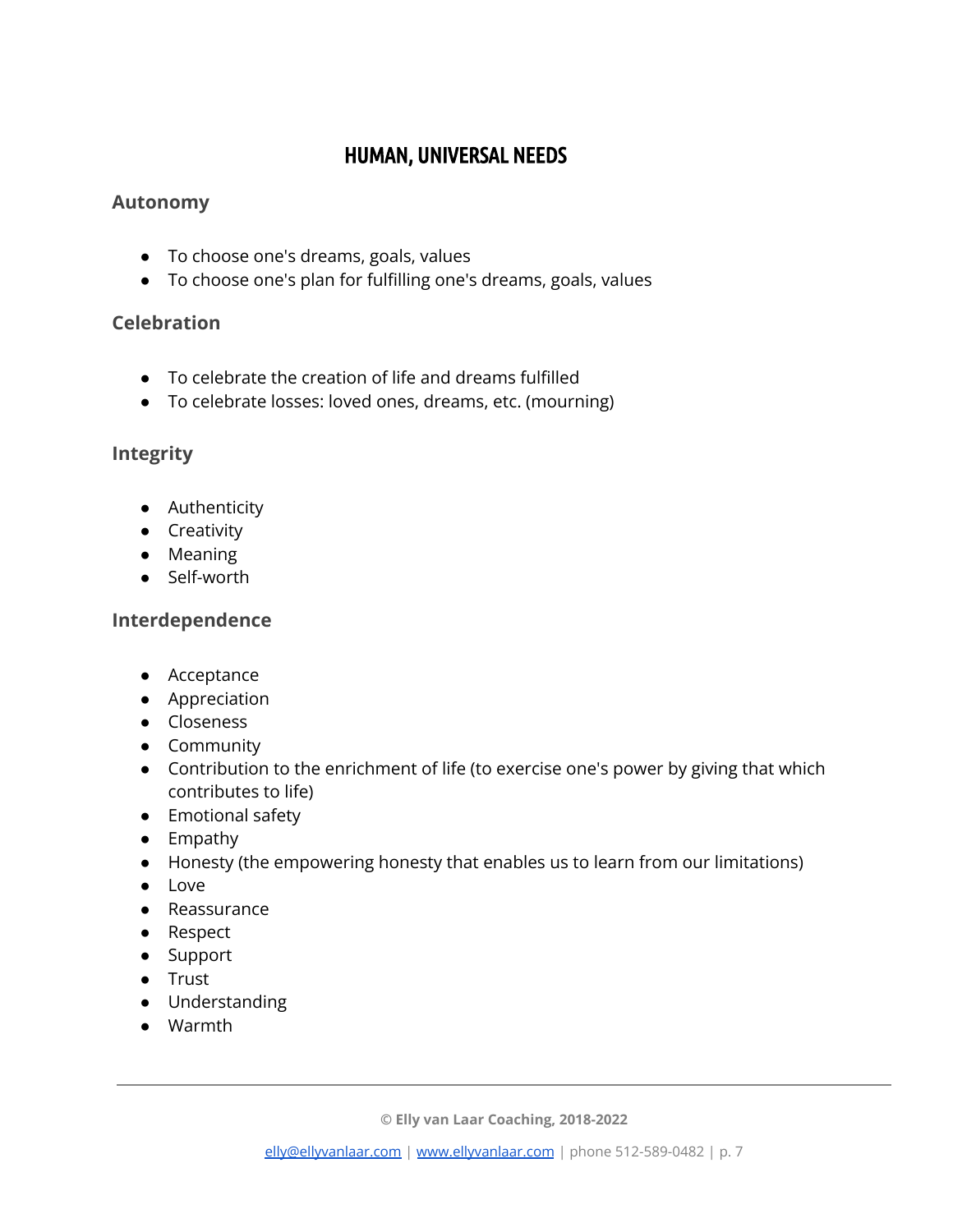# HUMAN, UNIVERSAL NEEDS

### Autonomy

- To choose one's dreams, goals, values
- To choose one's plan for fulfilling one's dreams, goals, values

### Celebration

- To celebrate the creation of life and dreams fulfilled
- To celebrate losses: loved ones, dreams, etc. (mourning)

### Integrity

- Authenticity
- Creativity
- Meaning
- Self-worth

### Interdependence

- Acceptance
- Appreciation
- Closeness
- Community
- Contribution to the enrichment of life (to exercise one's power by giving that which contributes to life)
- Emotional safety
- Empathy
- Honesty (the empowering honesty that enables us to learn from our limitations)
- Love
- Reassurance
- Respect
- Support
- Trust
- Understanding
- Warmth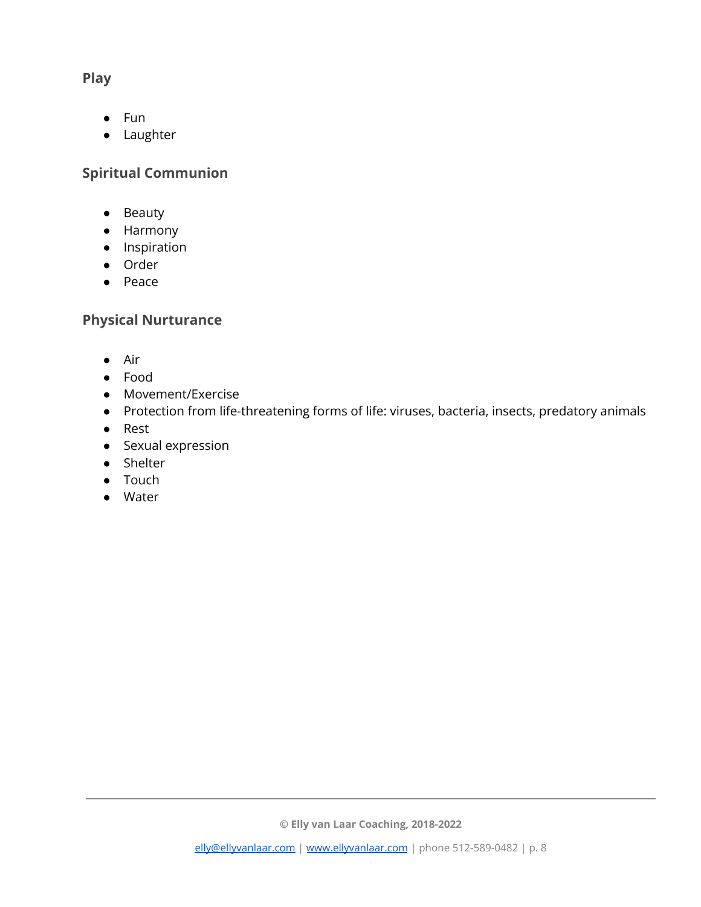### Play

- Fun
- Laughter

### Spiritual Communion

- Beauty
- Harmony
- Inspiration
- Order
- Peace

### Physical Nurturance

- Air
- Food
- Movement/Exercise
- Protection from life-threatening forms of life: viruses, bacteria, insects, predatory animals
- Rest
- Sexual expression
- Shelter
- Touch
- Water